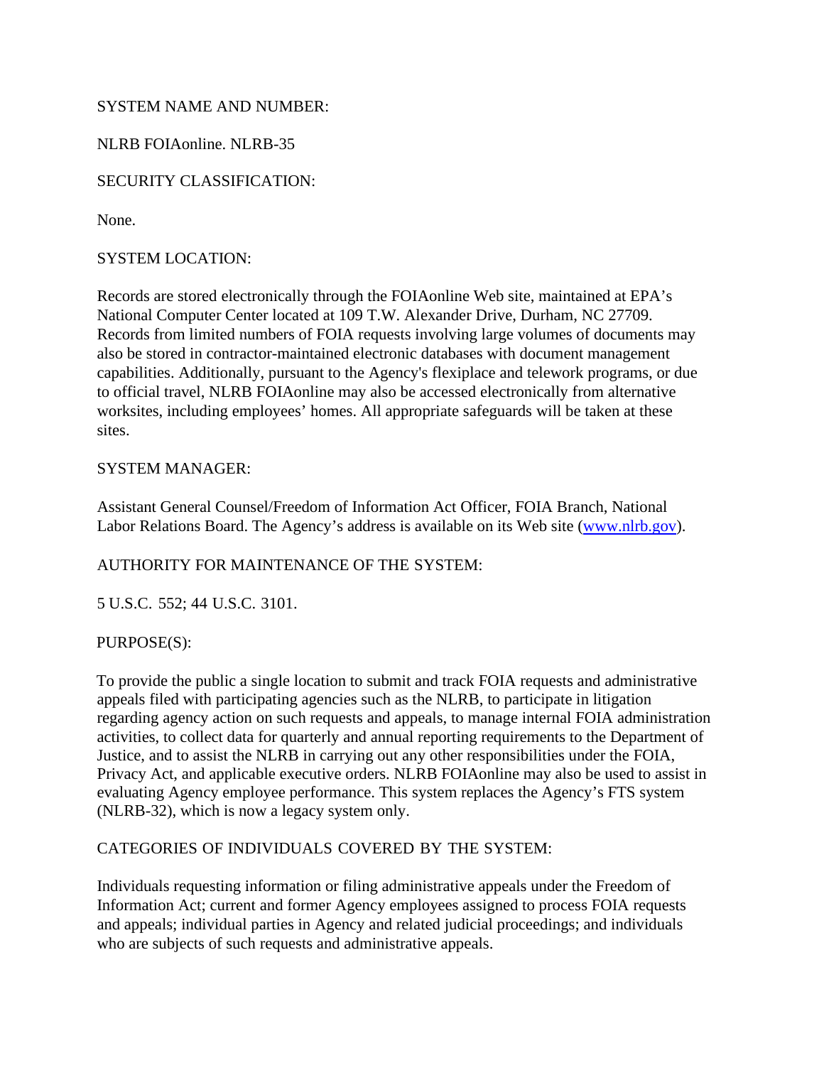SYSTEM NAME AND NUMBER:

NLRB FOIAonline. NLRB-35

SECURITY CLASSIFICATION:

None.

SYSTEM LOCATION:

Records are stored electronically through the FOIAonline Web site, maintained at EPA's National Computer Center located at 109 T.W. Alexander Drive, Durham, NC 27709. Records from limited numbers of FOIA requests involving large volumes of documents may also be stored in contractor-maintained electronic databases with document management capabilities. Additionally, pursuant to the Agency's flexiplace and telework programs, or due to official travel, NLRB FOIAonline may also be accessed electronically from alternative worksites, including employees' homes. All appropriate safeguards will be taken at these sites.

SYSTEM MANAGER:

Assistant General Counsel/Freedom of Information Act Officer, FOIA Branch, National Labor Relations Board. The Agency's address is available on its Web site (www.nlrb.gov).

AUTHORITY FOR MAINTENANCE OF THE SYSTEM:

5 U.S.C. 552; 44 U.S.C. 3101.

PURPOSE(S):

To provide the public a single location to submit and track FOIA requests and administrative appeals filed with participating agencies such as the NLRB, to participate in litigation regarding agency action on such requests and appeals, to manage internal FOIA administration activities, to collect data for quarterly and annual reporting requirements to the Department of Justice, and to assist the NLRB in carrying out any other responsibilities under the FOIA, Privacy Act, and applicable executive orders. NLRB FOIAonline may also be used to assist in evaluating Agency employee performance. This system replaces the Agency's FTS system (NLRB-32), which is now a legacy system only.

CATEGORIES OF INDIVIDUALS COVERED BY THE SYSTEM:

Individuals requesting information or filing administrative appeals under the Freedom of Information Act; current and former Agency employees assigned to process FOIA requests and appeals; individual parties in Agency and related judicial proceedings; and individuals who are subjects of such requests and administrative appeals.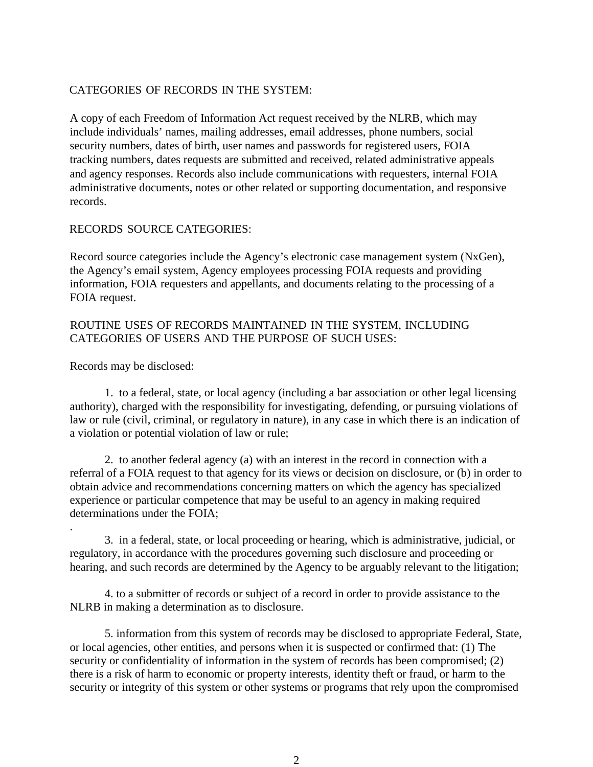CATEGORIES OF RECORDS IN THE SYSTEM:

A copy of each Freedom of Information Act request received by the NLRB, which may include individuals' names, mailing addresses, email addresses, phone numbers, social security numbers, dates of birth, user names and passwords for registered users, FOIA tracking numbers, dates requests are submitted and received, related administrative appeals and agency responses. Records also include communications with requesters, internal FOIA administrative documents, notes or other related or supporting documentation, and responsive records.

RECORDS SOURCE CATEGORIES:

Record source categories include the Agency's electronic case management system (NxGen), the Agency's email system, Agency employees processing FOIA requests and providing information, FOIA requesters and appellants, and documents relating to the processing of a FOIA request.

ROUTINE USES OF RECORDS MAINTAINED IN THE SYSTEM, INCLUDING CATEGORIES OF USERS AND THE PURPOSE OF SUCH USES:

Records may be disclosed:

1. to a federal, state, or local agency (including a bar association or other legal licensing authority), charged with the responsibility for investigating, defending, or pursuing violations of law or rule (civil, criminal, or regulatory in nature), in any case in which there is an indication of a violation or potential violation of law or rule;

2. to another federal agency (a) with an interest in the record in connection with a referral of a FOIA request to that agency for its views or decision on disclosure, or (b) in order to obtain advice and recommendations concerning matters on which the agency has specialized experience or particular competence that may be useful to an agency in making required determinations under the FOIA;

.

3. in a federal, state, or local proceeding or hearing, which is administrative, judicial, or regulatory, in accordance with the procedures governing such disclosure and proceeding or hearing, and such records are determined by the Agency to be arguably relevant to the litigation;

4. to a submitter of records or subject of a record in order to provide assistance to the NLRB in making a determination as to disclosure.

5. information from this system of records may be disclosed to appropriate Federal, State, or local agencies, other entities, and persons when it is suspected or confirmed that: (1) The security or confidentiality of information in the system of records has been compromised; (2) there is a risk of harm to economic or property interests, identity theft or fraud, or harm to the security or integrity of this system or other systems or programs that rely upon the compromised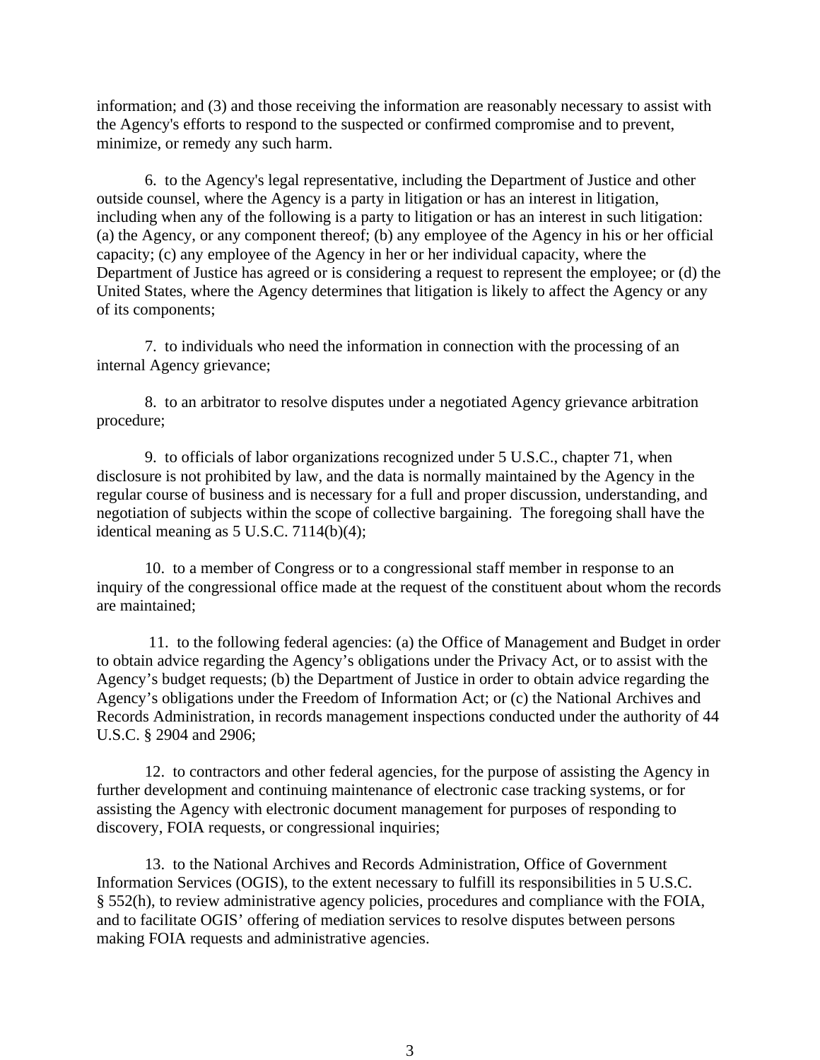information; and (3) and those receiving the information are reasonably necessary to assist with the Agency's efforts to respond to the suspected or confirmed compromise and to prevent, minimize, or remedy any such harm.

6. to the Agency's legal representative, including the Department of Justice and other outside counsel, where the Agency is a party in litigation or has an interest in litigation, including when any of the following is a party to litigation or has an interest in such litigation: (a) the Agency, or any component thereof; (b) any employee of the Agency in his or her official capacity; (c) any employee of the Agency in her or her individual capacity, where the Department of Justice has agreed or is considering a request to represent the employee; or (d) the United States, where the Agency determines that litigation is likely to affect the Agency or any of its components;

7. to individuals who need the information in connection with the processing of an internal Agency grievance;

8. to an arbitrator to resolve disputes under a negotiated Agency grievance arbitration procedure;

9. to officials of labor organizations recognized under 5 U.S.C., chapter 71, when disclosure is not prohibited by law, and the data is normally maintained by the Agency in the regular course of business and is necessary for a full and proper discussion, understanding, and negotiation of subjects within the scope of collective bargaining. The foregoing shall have the identical meaning as 5 U.S.C. 7114(b)(4);

10. to a member of Congress or to a congressional staff member in response to an inquiry of the congressional office made at the request of the constituent about whom the records are maintained;

11. to the following federal agencies: (a) the Office of Management and Budget in order to obtain advice regarding the Agency's obligations under the Privacy Act, or to assist with the Agency's budget requests; (b) the Department of Justice in order to obtain advice regarding the Agency's obligations under the Freedom of Information Act; or (c) the National Archives and Records Administration, in records management inspections conducted under the authority of 44 U.S.C. § 2904 and 2906;

12. to contractors and other federal agencies, for the purpose of assisting the Agency in further development and continuing maintenance of electronic case tracking systems, or for assisting the Agency with electronic document management for purposes of responding to discovery, FOIA requests, or congressional inquiries;

13. to the National Archives and Records Administration, Office of Government Information Services (OGIS), to the extent necessary to fulfill its responsibilities in 5 U.S.C. § 552(h), to review administrative agency policies, procedures and compliance with the FOIA, and to facilitate OGIS' offering of mediation services to resolve disputes between persons making FOIA requests and administrative agencies.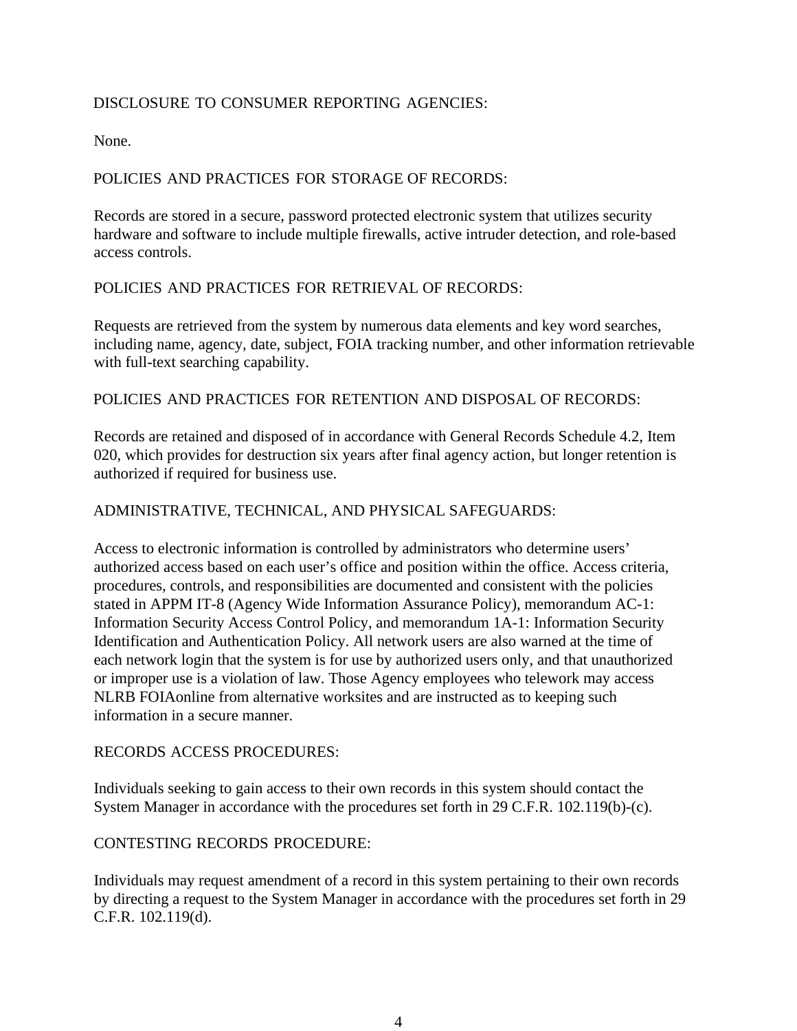DISCLOSURE TO CONSUMER REPORTING AGENCIES:

None.

POLICIES AND PRACTICES FOR STORAGE OF RECORDS:

Records are stored in a secure, password protected electronic system that utilizes security hardware and software to include multiple firewalls, active intruder detection, and role-based access controls.

POLICIES AND PRACTICES FOR RETRIEVAL OF RECORDS:

Requests are retrieved from the system by numerous data elements and key word searches, including name, agency, date, subject, FOIA tracking number, and other information retrievable with full-text searching capability.

POLICIES AND PRACTICES FOR RETENTION AND DISPOSAL OF RECORDS:

Records are retained and disposed of in accordance with General Records Schedule 4.2, Item 020, which provides for destruction six years after final agency action, but longer retention is authorized if required for business use.

ADMINISTRATIVE, TECHNICAL, AND PHYSICAL SAFEGUARDS:

Access to electronic information is controlled by administrators who determine users' authorized access based on each user's office and position within the office. Access criteria, procedures, controls, and responsibilities are documented and consistent with the policies stated in APPM IT-8 (Agency Wide Information Assurance Policy), memorandum AC-1: Information Security Access Control Policy, and memorandum 1A-1: Information Security Identification and Authentication Policy. All network users are also warned at the time of each network login that the system is for use by authorized users only, and that unauthorized or improper use is a violation of law. Those Agency employees who telework may access NLRB FOIAonline from alternative worksites and are instructed as to keeping such information in a secure manner.

RECORDS ACCESS PROCEDURES:

Individuals seeking to gain access to their own records in this system should contact the System Manager in accordance with the procedures set forth in 29 C.F.R. 102.119(b)-(c).

CONTESTING RECORDS PROCEDURE:

Individuals may request amendment of a record in this system pertaining to their own records by directing a request to the System Manager in accordance with the procedures set forth in 29 C.F.R. 102.119(d).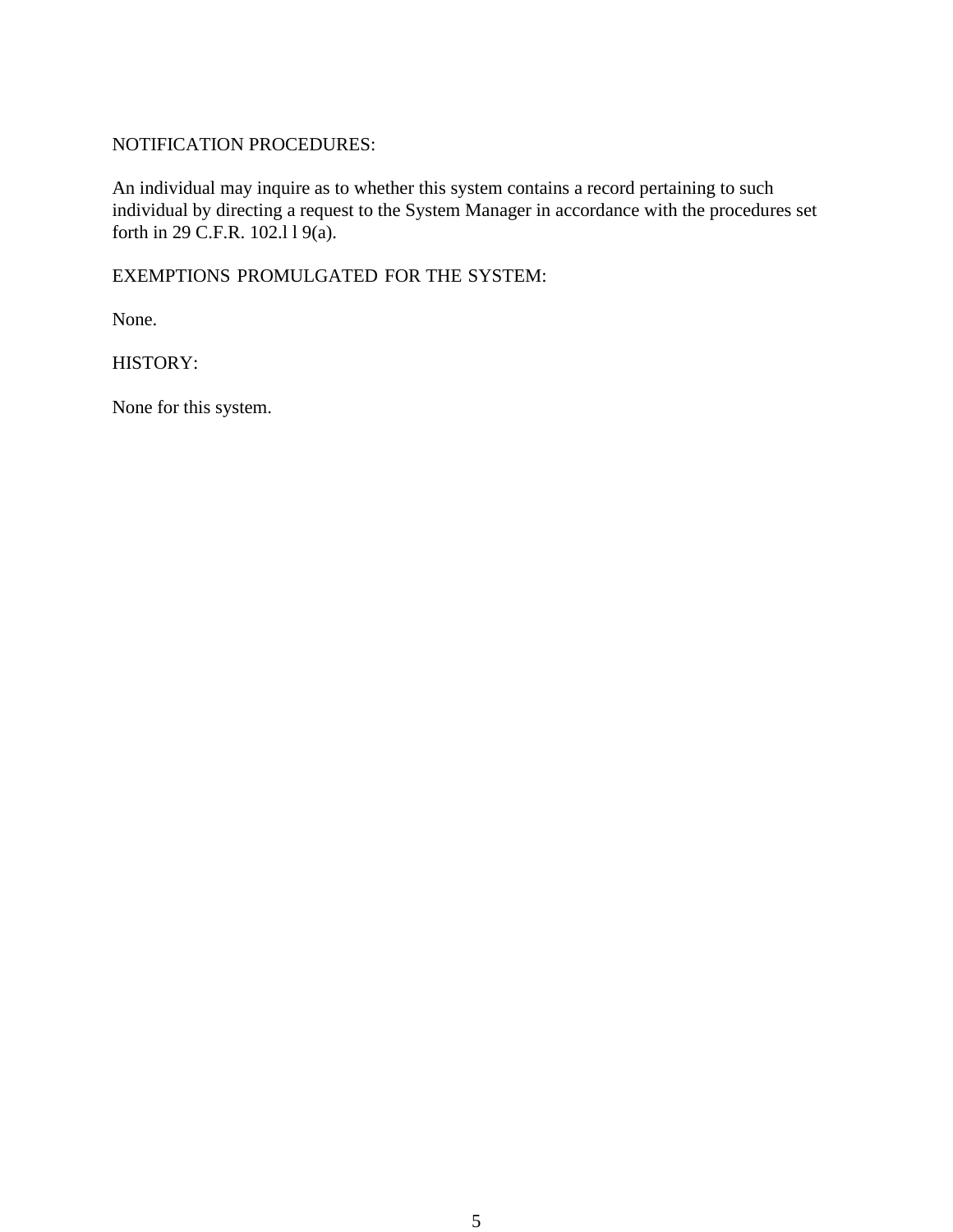NOTIFICATION PROCEDURES:

An individual may inquire as to whether this system contains a record pertaining to such individual by directing a request to the System Manager in accordance with the procedures set forth in 29 C.F.R. 102.l l 9(a).

EXEMPTIONS PROMULGATED FOR THE SYSTEM:

None.

HISTORY:

None for this system.